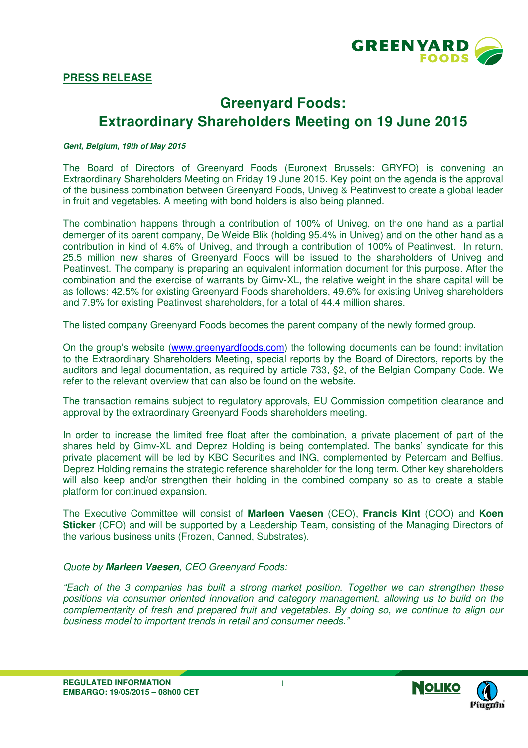**PRESS RELEASE**

# Greenyard Foods: Extraordinary Shareholders Meeting on 19 June 2015

***Gent, Belgium, 19th of May 2015***

The Board of Directors of Greenyard Foods (Euronext Brussels: GRYFO) is convening an Extraordinary Shareholders Meeting on Friday 19 June 2015. Key point on the agenda is the approval of the business combination between Greenyard Foods, Univeg & Peatinvest to create a global leader in fruit and vegetables. A meeting with bond holders is also being planned.

The combination happens through a contribution of 100% of Univeg, on the one hand as a partial demerger of its parent company, De Weide Blik (holding 95.4% in Univeg) and on the other hand as a contribution in kind of 4.6% of Univeg, and through a contribution of 100% of Peatinvest. In return, 25.5 million new shares of Greenyard Foods will be issued to the shareholders of Univeg and Peatinvest. The company is preparing an equivalent information document for this purpose. After the combination and the exercise of warrants by Gimv-XL, the relative weight in the share capital will be as follows: 42.5% for existing Greenyard Foods shareholders, 49.6% for existing Univeg shareholders and 7.9% for existing Peatinvest shareholders, for a total of 44.4 million shares.

The listed company Greenyard Foods becomes the parent company of the newly formed group.

On the group's website (www.greenyardfoods.com) the following documents can be found: invitation to the Extraordinary Shareholders Meeting, special reports by the Board of Directors, reports by the auditors and legal documentation, as required by article 733, §2, of the Belgian Company Code. We refer to the relevant overview that can also be found on the website.

The transaction remains subject to regulatory approvals, EU Commission competition clearance and approval by the extraordinary Greenyard Foods shareholders meeting.

In order to increase the limited free float after the combination, a private placement of part of the shares held by Gimv-XL and Deprez Holding is being contemplated. The banks' syndicate for this private placement will be led by KBC Securities and ING, complemented by Petercam and Belfius. Deprez Holding remains the strategic reference shareholder for the long term. Other key shareholders will also keep and/or strengthen their holding in the combined company so as to create a stable platform for continued expansion.

The Executive Committee will consist of **Marleen Vaesen** (CEO), **Francis Kint** (COO) and **Koen Sticker** (CFO) and will be supported by a Leadership Team, consisting of the Managing Directors of the various business units (Frozen, Canned, Substrates).

*Quote by **Marleen Vaesen**, CEO Greenyard Foods:*

*"Each of the 3 companies has built a strong market position. Together we can strengthen these positions via consumer oriented innovation and category management, allowing us to build on the complementarity of fresh and prepared fruit and vegetables. By doing so, we continue to align our business model to important trends in retail and consumer needs."*

**REGULATED INFORMATION**
**EMBARGO: 19/05/2015 – 08h00 CET**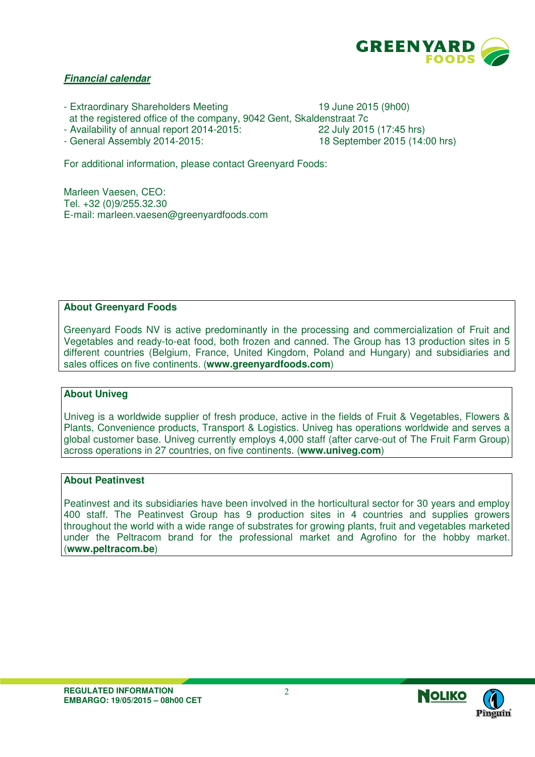***Financial calendar***

- Extraordinary Shareholders Meeting 19 June 2015 (9h00)
  at the registered office of the company, 9042 Gent, Skaldenstraat 7c
- Availability of annual report 2014-2015: 22 July 2015 (17:45 hrs)
- General Assembly 2014-2015: 18 September 2015 (14:00 hrs)

For additional information, please contact Greenyard Foods:

Marleen Vaesen, CEO:
Tel. +32 (0)9/255.32.30
E-mail: marleen.vaesen@greenyardfoods.com

**About Greenyard Foods**

Greenyard Foods NV is active predominantly in the processing and commercialization of Fruit and Vegetables and ready-to-eat food, both frozen and canned. The Group has 13 production sites in 5 different countries (Belgium, France, United Kingdom, Poland and Hungary) and subsidiaries and sales offices on five continents. (**www.greenyardfoods.com**)

**About Univeg**

Univeg is a worldwide supplier of fresh produce, active in the fields of Fruit & Vegetables, Flowers & Plants, Convenience products, Transport & Logistics. Univeg has operations worldwide and serves a global customer base. Univeg currently employs 4,000 staff (after carve-out of The Fruit Farm Group) across operations in 27 countries, on five continents. (**www.univeg.com**)

**About Peatinvest**

Peatinvest and its subsidiaries have been involved in the horticultural sector for 30 years and employ 400 staff. The Peatinvest Group has 9 production sites in 4 countries and supplies growers throughout the world with a wide range of substrates for growing plants, fruit and vegetables marketed under the Peltracom brand for the professional market and Agrofino for the hobby market. (**www.peltracom.be**)

**REGULATED INFORMATION**
**EMBARGO: 19/05/2015 – 08h00 CET**